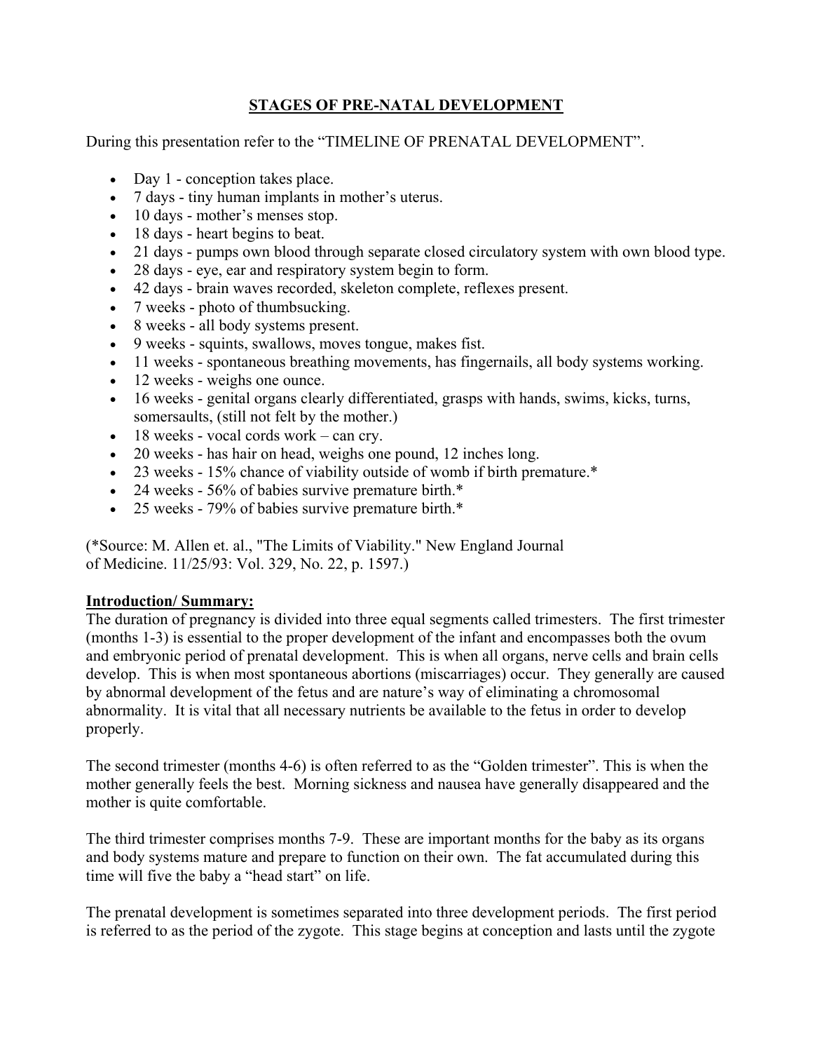# STAGES OF PRE-NATAL DEVELOPMENT

During this presentation refer to the "TIMELINE OF PRENATAL DEVELOPMENT".

- Day 1 - conception takes place.
- 7 days - tiny human implants in mother's uterus.
- 10 days - mother's menses stop.
- 18 days - heart begins to beat.
- 21 days - pumps own blood through separate closed circulatory system with own blood type.
- 28 days - eye, ear and respiratory system begin to form.
- 42 days - brain waves recorded, skeleton complete, reflexes present.
- 7 weeks - photo of thumbsucking.
- 8 weeks - all body systems present.
- 9 weeks - squints, swallows, moves tongue, makes fist.
- 11 weeks - spontaneous breathing movements, has fingernails, all body systems working.
- 12 weeks - weighs one ounce.
- 16 weeks - genital organs clearly differentiated, grasps with hands, swims, kicks, turns, somersaults, (still not felt by the mother.)
- 18 weeks - vocal cords work – can cry.
- 20 weeks - has hair on head, weighs one pound, 12 inches long.
- 23 weeks - 15% chance of viability outside of womb if birth premature.*
- 24 weeks - 56% of babies survive premature birth.*
- 25 weeks - 79% of babies survive premature birth.*

(*Source: M. Allen et. al., "The Limits of Viability." New England Journal of Medicine. 11/25/93: Vol. 329, No. 22, p. 1597.)

**Introduction/ Summary:**

The duration of pregnancy is divided into three equal segments called trimesters. The first trimester (months 1-3) is essential to the proper development of the infant and encompasses both the ovum and embryonic period of prenatal development. This is when all organs, nerve cells and brain cells develop. This is when most spontaneous abortions (miscarriages) occur. They generally are caused by abnormal development of the fetus and are nature's way of eliminating a chromosomal abnormality. It is vital that all necessary nutrients be available to the fetus in order to develop properly.

The second trimester (months 4-6) is often referred to as the "Golden trimester". This is when the mother generally feels the best. Morning sickness and nausea have generally disappeared and the mother is quite comfortable.

The third trimester comprises months 7-9. These are important months for the baby as its organs and body systems mature and prepare to function on their own. The fat accumulated during this time will five the baby a "head start" on life.

The prenatal development is sometimes separated into three development periods. The first period is referred to as the period of the zygote. This stage begins at conception and lasts until the zygote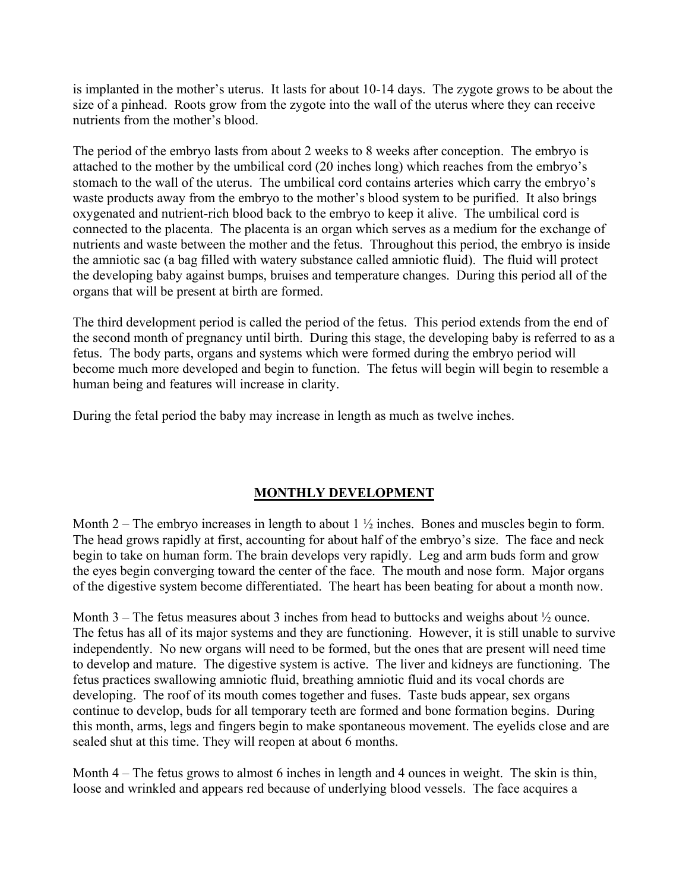is implanted in the mother's uterus. It lasts for about 10-14 days. The zygote grows to be about the size of a pinhead. Roots grow from the zygote into the wall of the uterus where they can receive nutrients from the mother's blood.

The period of the embryo lasts from about 2 weeks to 8 weeks after conception. The embryo is attached to the mother by the umbilical cord (20 inches long) which reaches from the embryo's stomach to the wall of the uterus. The umbilical cord contains arteries which carry the embryo's waste products away from the embryo to the mother's blood system to be purified. It also brings oxygenated and nutrient-rich blood back to the embryo to keep it alive. The umbilical cord is connected to the placenta. The placenta is an organ which serves as a medium for the exchange of nutrients and waste between the mother and the fetus. Throughout this period, the embryo is inside the amniotic sac (a bag filled with watery substance called amniotic fluid). The fluid will protect the developing baby against bumps, bruises and temperature changes. During this period all of the organs that will be present at birth are formed.

The third development period is called the period of the fetus. This period extends from the end of the second month of pregnancy until birth. During this stage, the developing baby is referred to as a fetus. The body parts, organs and systems which were formed during the embryo period will become much more developed and begin to function. The fetus will begin will begin to resemble a human being and features will increase in clarity.

During the fetal period the baby may increase in length as much as twelve inches.

## MONTHLY DEVELOPMENT

Month 2 – The embryo increases in length to about 1 ½ inches. Bones and muscles begin to form. The head grows rapidly at first, accounting for about half of the embryo's size. The face and neck begin to take on human form. The brain develops very rapidly. Leg and arm buds form and grow the eyes begin converging toward the center of the face. The mouth and nose form. Major organs of the digestive system become differentiated. The heart has been beating for about a month now.

Month 3 – The fetus measures about 3 inches from head to buttocks and weighs about ½ ounce. The fetus has all of its major systems and they are functioning. However, it is still unable to survive independently. No new organs will need to be formed, but the ones that are present will need time to develop and mature. The digestive system is active. The liver and kidneys are functioning. The fetus practices swallowing amniotic fluid, breathing amniotic fluid and its vocal chords are developing. The roof of its mouth comes together and fuses. Taste buds appear, sex organs continue to develop, buds for all temporary teeth are formed and bone formation begins. During this month, arms, legs and fingers begin to make spontaneous movement. The eyelids close and are sealed shut at this time. They will reopen at about 6 months.

Month 4 – The fetus grows to almost 6 inches in length and 4 ounces in weight. The skin is thin, loose and wrinkled and appears red because of underlying blood vessels. The face acquires a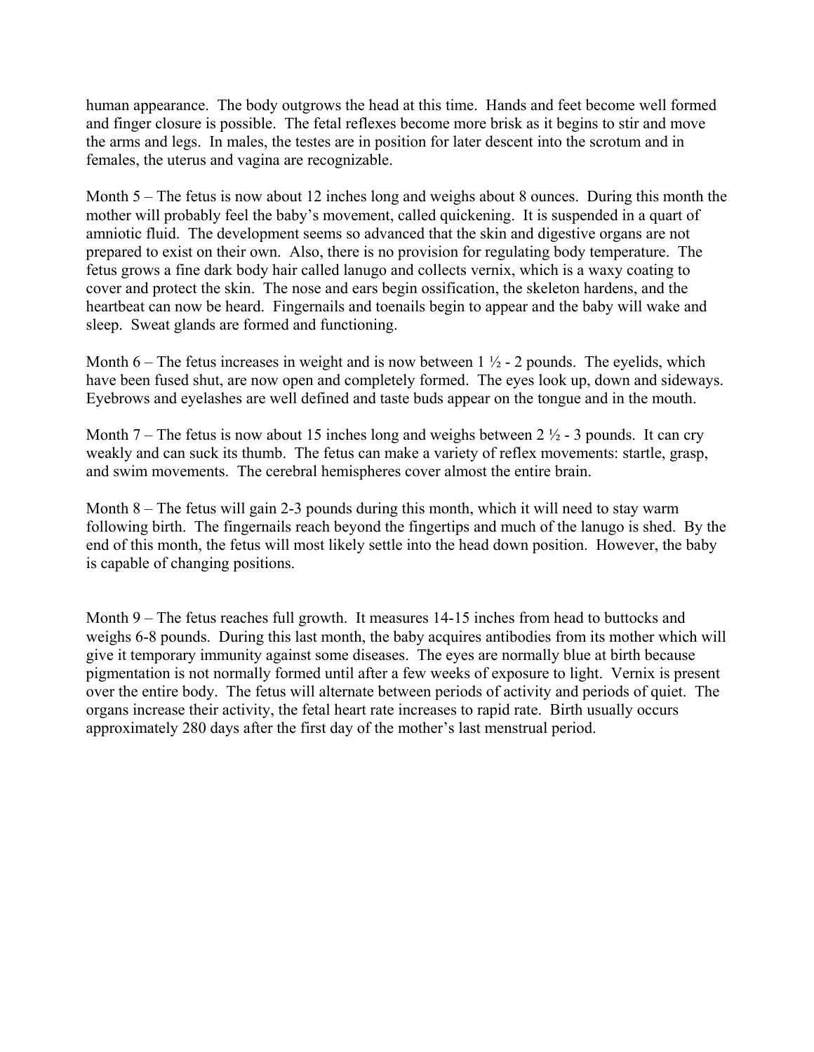human appearance. The body outgrows the head at this time. Hands and feet become well formed and finger closure is possible. The fetal reflexes become more brisk as it begins to stir and move the arms and legs. In males, the testes are in position for later descent into the scrotum and in females, the uterus and vagina are recognizable.

Month 5 – The fetus is now about 12 inches long and weighs about 8 ounces. During this month the mother will probably feel the baby's movement, called quickening. It is suspended in a quart of amniotic fluid. The development seems so advanced that the skin and digestive organs are not prepared to exist on their own. Also, there is no provision for regulating body temperature. The fetus grows a fine dark body hair called lanugo and collects vernix, which is a waxy coating to cover and protect the skin. The nose and ears begin ossification, the skeleton hardens, and the heartbeat can now be heard. Fingernails and toenails begin to appear and the baby will wake and sleep. Sweat glands are formed and functioning.

Month 6 – The fetus increases in weight and is now between 1 ½ - 2 pounds. The eyelids, which have been fused shut, are now open and completely formed. The eyes look up, down and sideways. Eyebrows and eyelashes are well defined and taste buds appear on the tongue and in the mouth.

Month 7 – The fetus is now about 15 inches long and weighs between 2 ½ - 3 pounds. It can cry weakly and can suck its thumb. The fetus can make a variety of reflex movements: startle, grasp, and swim movements. The cerebral hemispheres cover almost the entire brain.

Month 8 – The fetus will gain 2-3 pounds during this month, which it will need to stay warm following birth. The fingernails reach beyond the fingertips and much of the lanugo is shed. By the end of this month, the fetus will most likely settle into the head down position. However, the baby is capable of changing positions.

Month 9 – The fetus reaches full growth. It measures 14-15 inches from head to buttocks and weighs 6-8 pounds. During this last month, the baby acquires antibodies from its mother which will give it temporary immunity against some diseases. The eyes are normally blue at birth because pigmentation is not normally formed until after a few weeks of exposure to light. Vernix is present over the entire body. The fetus will alternate between periods of activity and periods of quiet. The organs increase their activity, the fetal heart rate increases to rapid rate. Birth usually occurs approximately 280 days after the first day of the mother's last menstrual period.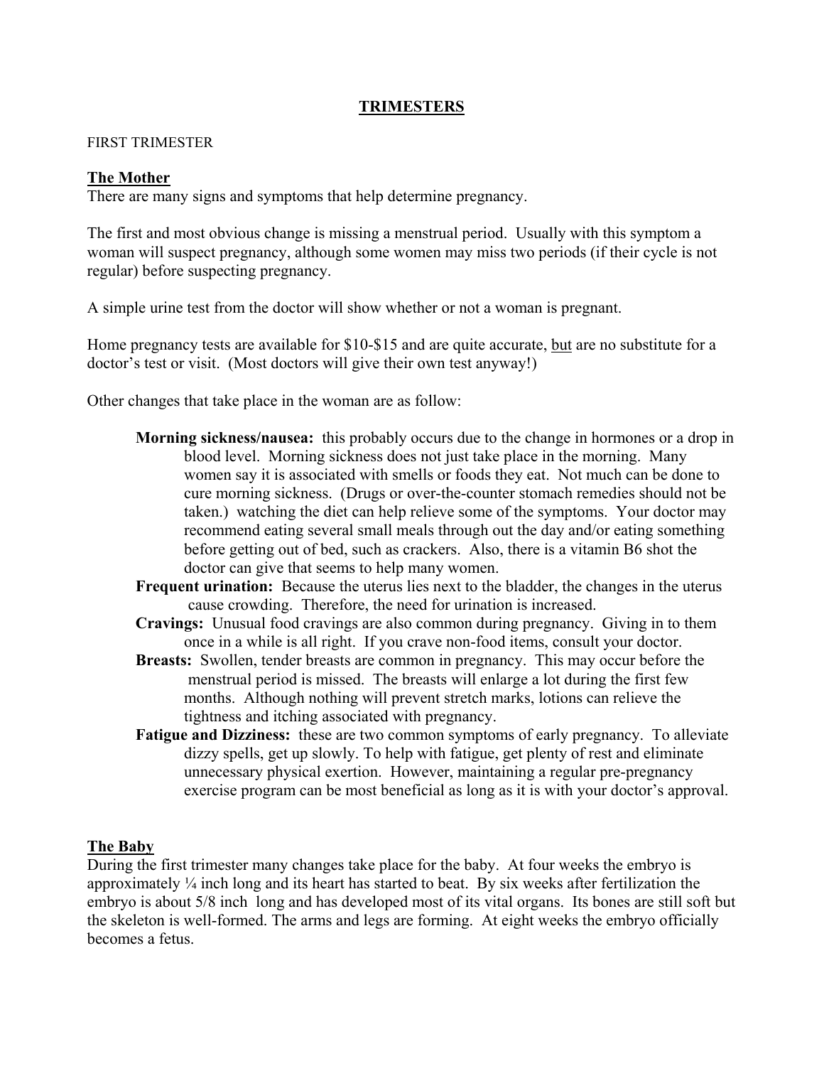# TRIMESTERS

FIRST TRIMESTER

## The Mother

There are many signs and symptoms that help determine pregnancy.

The first and most obvious change is missing a menstrual period. Usually with this symptom a woman will suspect pregnancy, although some women may miss two periods (if their cycle is not regular) before suspecting pregnancy.

A simple urine test from the doctor will show whether or not a woman is pregnant.

Home pregnancy tests are available for $10-$15 and are quite accurate, <u>but</u> are no substitute for a doctor's test or visit. (Most doctors will give their own test anyway!)

Other changes that take place in the woman are as follow:

- **Morning sickness/nausea:** this probably occurs due to the change in hormones or a drop in blood level. Morning sickness does not just take place in the morning. Many women say it is associated with smells or foods they eat. Not much can be done to cure morning sickness. (Drugs or over-the-counter stomach remedies should not be taken.) watching the diet can help relieve some of the symptoms. Your doctor may recommend eating several small meals through out the day and/or eating something before getting out of bed, such as crackers. Also, there is a vitamin B6 shot the doctor can give that seems to help many women.
- **Frequent urination:** Because the uterus lies next to the bladder, the changes in the uterus cause crowding. Therefore, the need for urination is increased.
- **Cravings:** Unusual food cravings are also common during pregnancy. Giving in to them once in a while is all right. If you crave non-food items, consult your doctor.
- **Breasts:** Swollen, tender breasts are common in pregnancy. This may occur before the menstrual period is missed. The breasts will enlarge a lot during the first few months. Although nothing will prevent stretch marks, lotions can relieve the tightness and itching associated with pregnancy.
- **Fatigue and Dizziness:** these are two common symptoms of early pregnancy. To alleviate dizzy spells, get up slowly. To help with fatigue, get plenty of rest and eliminate unnecessary physical exertion. However, maintaining a regular pre-pregnancy exercise program can be most beneficial as long as it is with your doctor's approval.

## The Baby

During the first trimester many changes take place for the baby. At four weeks the embryo is approximately ¼ inch long and its heart has started to beat. By six weeks after fertilization the embryo is about 5/8 inch long and has developed most of its vital organs. Its bones are still soft but the skeleton is well-formed. The arms and legs are forming. At eight weeks the embryo officially becomes a fetus.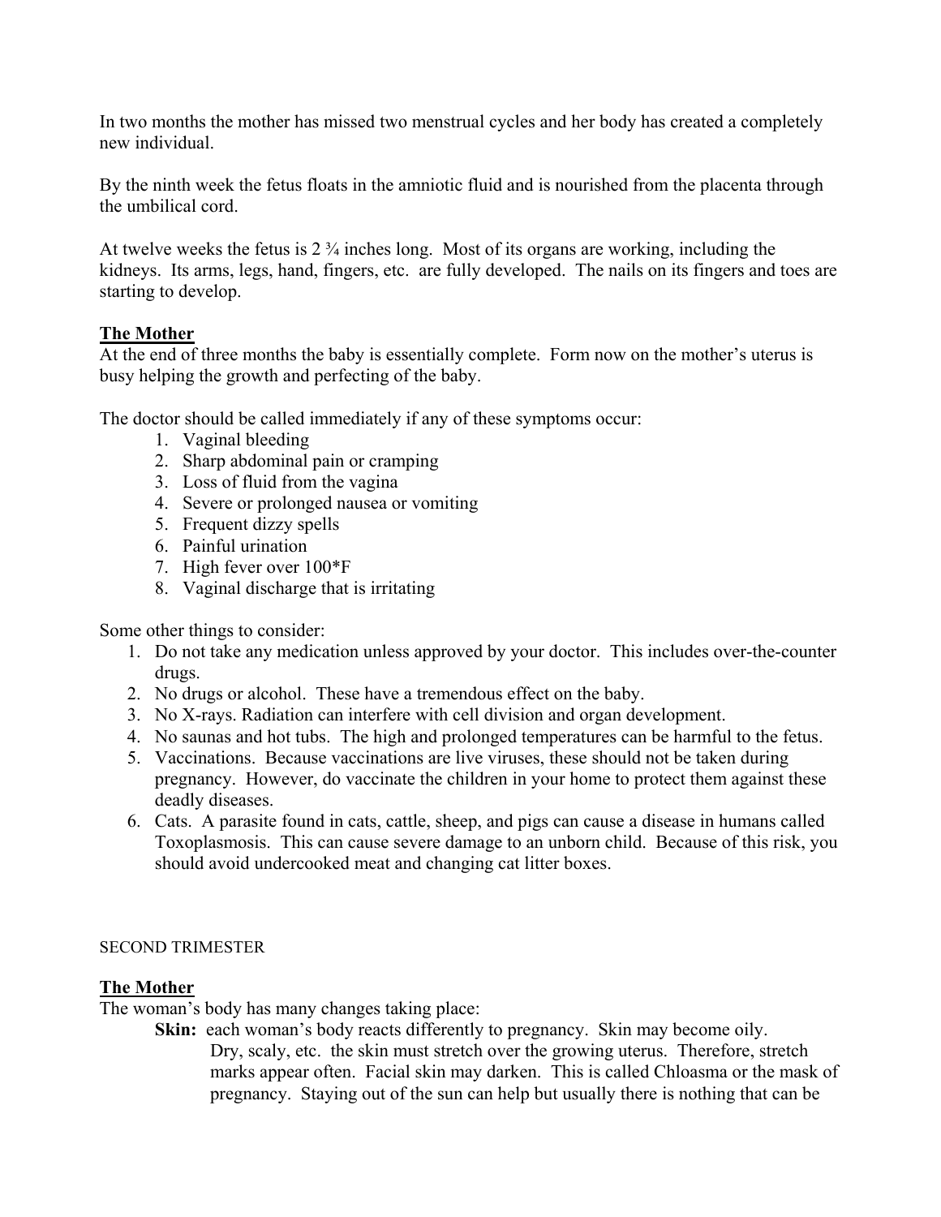In two months the mother has missed two menstrual cycles and her body has created a completely new individual.

By the ninth week the fetus floats in the amniotic fluid and is nourished from the placenta through the umbilical cord.

At twelve weeks the fetus is 2 ¾ inches long. Most of its organs are working, including the kidneys. Its arms, legs, hand, fingers, etc. are fully developed. The nails on its fingers and toes are starting to develop.

## The Mother

At the end of three months the baby is essentially complete. Form now on the mother's uterus is busy helping the growth and perfecting of the baby.

The doctor should be called immediately if any of these symptoms occur:

1. Vaginal bleeding
2. Sharp abdominal pain or cramping
3. Loss of fluid from the vagina
4. Severe or prolonged nausea or vomiting
5. Frequent dizzy spells
6. Painful urination
7. High fever over 100*F
8. Vaginal discharge that is irritating

Some other things to consider:

1. Do not take any medication unless approved by your doctor. This includes over-the-counter drugs.
2. No drugs or alcohol. These have a tremendous effect on the baby.
3. No X-rays. Radiation can interfere with cell division and organ development.
4. No saunas and hot tubs. The high and prolonged temperatures can be harmful to the fetus.
5. Vaccinations. Because vaccinations are live viruses, these should not be taken during pregnancy. However, do vaccinate the children in your home to protect them against these deadly diseases.
6. Cats. A parasite found in cats, cattle, sheep, and pigs can cause a disease in humans called Toxoplasmosis. This can cause severe damage to an unborn child. Because of this risk, you should avoid undercooked meat and changing cat litter boxes.

SECOND TRIMESTER

## The Mother

The woman's body has many changes taking place:

**Skin:** each woman's body reacts differently to pregnancy. Skin may become oily. Dry, scaly, etc. the skin must stretch over the growing uterus. Therefore, stretch marks appear often. Facial skin may darken. This is called Chloasma or the mask of pregnancy. Staying out of the sun can help but usually there is nothing that can be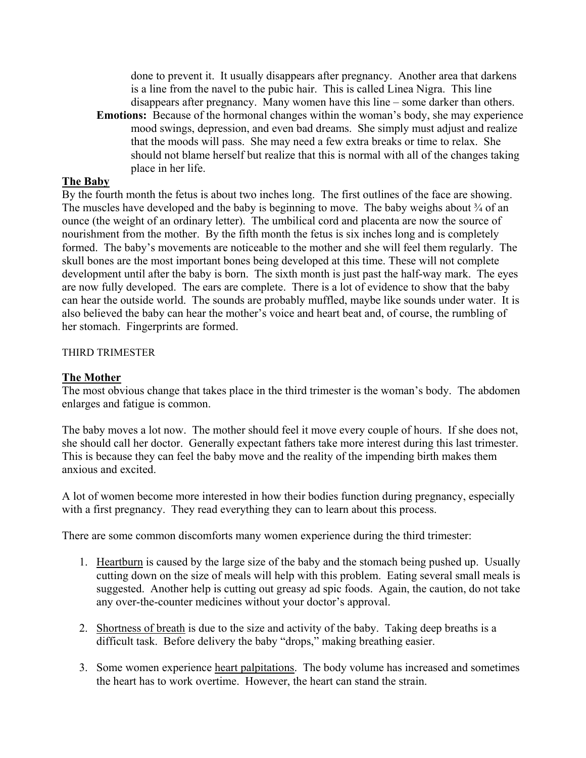done to prevent it. It usually disappears after pregnancy. Another area that darkens is a line from the navel to the pubic hair. This is called Linea Nigra. This line disappears after pregnancy. Many women have this line – some darker than others.

**Emotions:** Because of the hormonal changes within the woman's body, she may experience mood swings, depression, and even bad dreams. She simply must adjust and realize that the moods will pass. She may need a few extra breaks or time to relax. She should not blame herself but realize that this is normal with all of the changes taking place in her life.

## The Baby

By the fourth month the fetus is about two inches long. The first outlines of the face are showing. The muscles have developed and the baby is beginning to move. The baby weighs about ¾ of an ounce (the weight of an ordinary letter). The umbilical cord and placenta are now the source of nourishment from the mother. By the fifth month the fetus is six inches long and is completely formed. The baby's movements are noticeable to the mother and she will feel them regularly. The skull bones are the most important bones being developed at this time. These will not complete development until after the baby is born. The sixth month is just past the half-way mark. The eyes are now fully developed. The ears are complete. There is a lot of evidence to show that the baby can hear the outside world. The sounds are probably muffled, maybe like sounds under water. It is also believed the baby can hear the mother's voice and heart beat and, of course, the rumbling of her stomach. Fingerprints are formed.

# THIRD TRIMESTER

## The Mother

The most obvious change that takes place in the third trimester is the woman's body. The abdomen enlarges and fatigue is common.

The baby moves a lot now. The mother should feel it move every couple of hours. If she does not, she should call her doctor. Generally expectant fathers take more interest during this last trimester. This is because they can feel the baby move and the reality of the impending birth makes them anxious and excited.

A lot of women become more interested in how their bodies function during pregnancy, especially with a first pregnancy. They read everything they can to learn about this process.

There are some common discomforts many women experience during the third trimester:

1. Heartburn is caused by the large size of the baby and the stomach being pushed up. Usually cutting down on the size of meals will help with this problem. Eating several small meals is suggested. Another help is cutting out greasy ad spic foods. Again, the caution, do not take any over-the-counter medicines without your doctor's approval.

2. Shortness of breath is due to the size and activity of the baby. Taking deep breaths is a difficult task. Before delivery the baby "drops," making breathing easier.

3. Some women experience heart palpitations. The body volume has increased and sometimes the heart has to work overtime. However, the heart can stand the strain.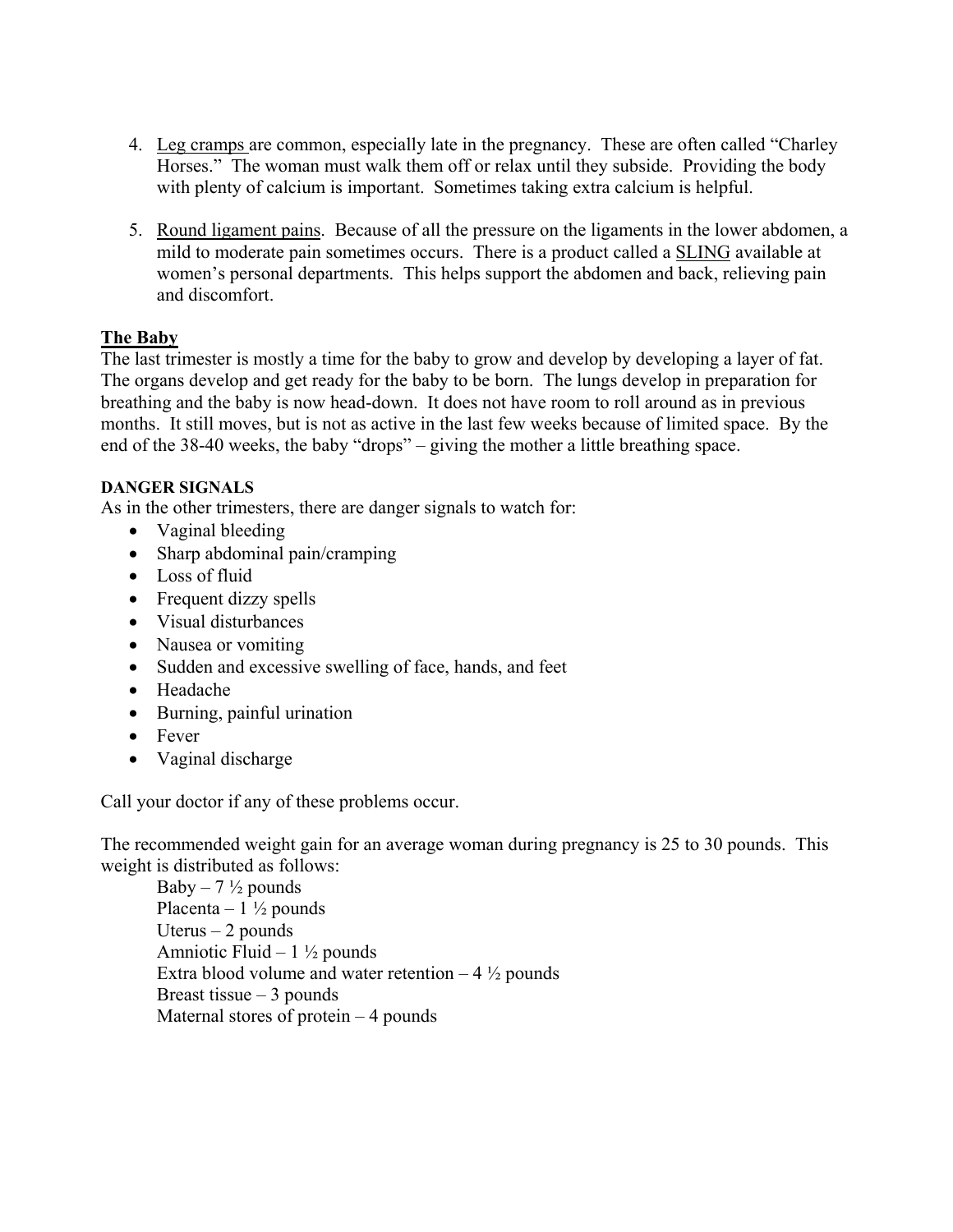4. Leg cramps are common, especially late in the pregnancy. These are often called "Charley Horses." The woman must walk them off or relax until they subside. Providing the body with plenty of calcium is important. Sometimes taking extra calcium is helpful.

5. Round ligament pains. Because of all the pressure on the ligaments in the lower abdomen, a mild to moderate pain sometimes occurs. There is a product called a SLING available at women's personal departments. This helps support the abdomen and back, relieving pain and discomfort.

## The Baby

The last trimester is mostly a time for the baby to grow and develop by developing a layer of fat. The organs develop and get ready for the baby to be born. The lungs develop in preparation for breathing and the baby is now head-down. It does not have room to roll around as in previous months. It still moves, but is not as active in the last few weeks because of limited space. By the end of the 38-40 weeks, the baby "drops" – giving the mother a little breathing space.

### DANGER SIGNALS

As in the other trimesters, there are danger signals to watch for:

- Vaginal bleeding
- Sharp abdominal pain/cramping
- Loss of fluid
- Frequent dizzy spells
- Visual disturbances
- Nausea or vomiting
- Sudden and excessive swelling of face, hands, and feet
- Headache
- Burning, painful urination
- Fever
- Vaginal discharge

Call your doctor if any of these problems occur.

The recommended weight gain for an average woman during pregnancy is 25 to 30 pounds. This weight is distributed as follows:

Baby – 7 ½ pounds
Placenta – 1 ½ pounds
Uterus – 2 pounds
Amniotic Fluid – 1 ½ pounds
Extra blood volume and water retention – 4 ½ pounds
Breast tissue – 3 pounds
Maternal stores of protein – 4 pounds